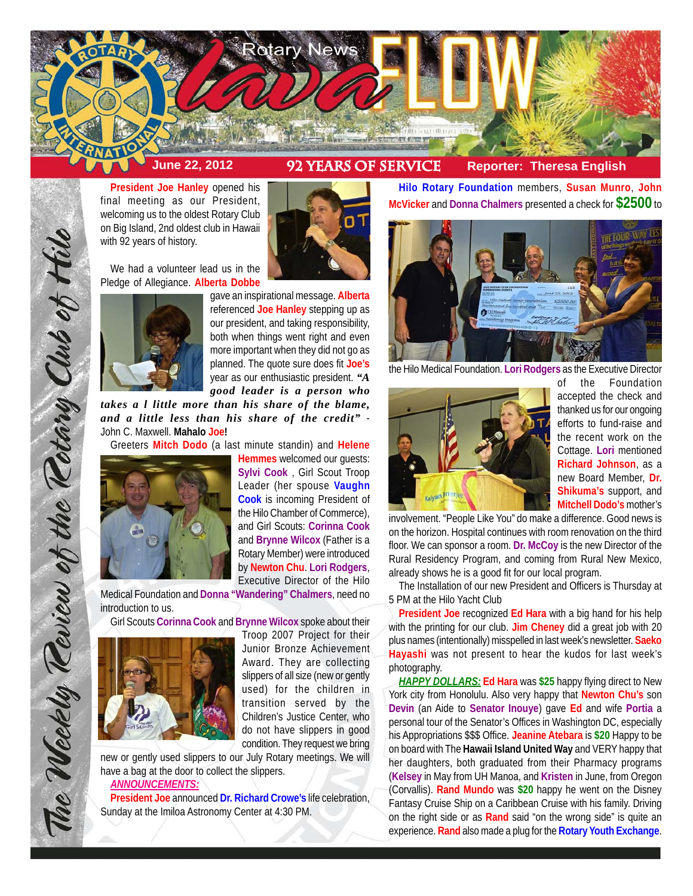# Rotary News *lava* FLOW

**June 22, 2012** | **92 YEARS OF SERVICE** | **Reporter: Theresa English**

*The Weekly Review of the Rotary Club of Hilo*

**President Joe Hanley** opened his final meeting as our President, welcoming us to the oldest Rotary Club on Big Island, 2nd oldest club in Hawaii with 92 years of history.

We had a volunteer lead us in the Pledge of Allegiance. **Alberta Dobbe** gave an inspirational message. **Alberta** referenced **Joe Hanley** stepping up as our president, and taking responsibility, both when things went right and even more important when they did not go as planned. The quote sure does fit **Joe's** year as our enthusiastic president. ***"A good leader is a person who takes a l little more than his share of the blame, and a little less than his share of the credit"*** - John C. Maxwell. **Mahalo Joe!**

Greeters **Mitch Dodo** (a last minute standin) and **Helene Hemmes** welcomed our guests: **Sylvi Cook** , Girl Scout Troop Leader (her spouse **Vaughn Cook** is incoming President of the Hilo Chamber of Commerce), and Girl Scouts: **Corinna Cook** and **Brynne Wilcox** (Father is a Rotary Member) were introduced by **Newton Chu**. **Lori Rodgers**, Executive Director of the Hilo Medical Foundation and **Donna "Wandering" Chalmers**, need no introduction to us.

Girl Scouts **Corinna Cook** and **Brynne Wilcox** spoke about their Troop 2007 Project for their Junior Bronze Achievement Award. They are collecting slippers of all size (new or gently used) for the children in transition served by the Children's Justice Center, who do not have slippers in good condition. They request we bring new or gently used slippers to our July Rotary meetings. We will have a bag at the door to collect the slippers.

***ANNOUNCEMENTS:***

**President Joe** announced **Dr. Richard Crowe's** life celebration, Sunday at the Imiloa Astronomy Center at 4:30 PM.

**Hilo Rotary Foundation** members, **Susan Munro**, **John McVicker** and **Donna Chalmers** presented a check for **$2500** to the Hilo Medical Foundation. **Lori Rodgers** as the Executive Director of the Foundation accepted the check and thanked us for our ongoing efforts to fund-raise and the recent work on the Cottage. **Lori** mentioned **Richard Johnson**, as a new Board Member, **Dr. Shikuma's** support, and **Mitchell Dodo's** mother's involvement. "People Like You" do make a difference. Good news is on the horizon. Hospital continues with room renovation on the third floor. We can sponsor a room. **Dr. McCoy** is the new Director of the Rural Residency Program, and coming from Rural New Mexico, already shows he is a good fit for our local program.

The Installation of our new President and Officers is Thursday at 5 PM at the Hilo Yacht Club

**President Joe** recognized **Ed Hara** with a big hand for his help with the printing for our club. **Jim Cheney** did a great job with 20 plus names (intentionally) misspelled in last week's newsletter. **Saeko Hayashi** was not present to hear the kudos for last week's photography.

***HAPPY DOLLARS:*** **Ed Hara** was **$25** happy flying direct to New York city from Honolulu. Also very happy that **Newton Chu's** son **Devin** (an Aide to **Senator Inouye**) gave **Ed** and wife **Portia** a personal tour of the Senator's Offices in Washington DC, especially his Appropriations $$$ Office. **Jeanine Atebara** is **$20** Happy to be on board with The **Hawaii Island United Way** and VERY happy that her daughters, both graduated from their Pharmacy programs (**Kelsey** in May from UH Manoa, and **Kristen** in June, from Oregon (Corvallis). **Rand Mundo** was **$20** happy he went on the Disney Fantasy Cruise Ship on a Caribbean Cruise with his family. Driving on the right side or as **Rand** said "on the wrong side" is quite an experience. **Rand** also made a plug for the **Rotary Youth Exchange**.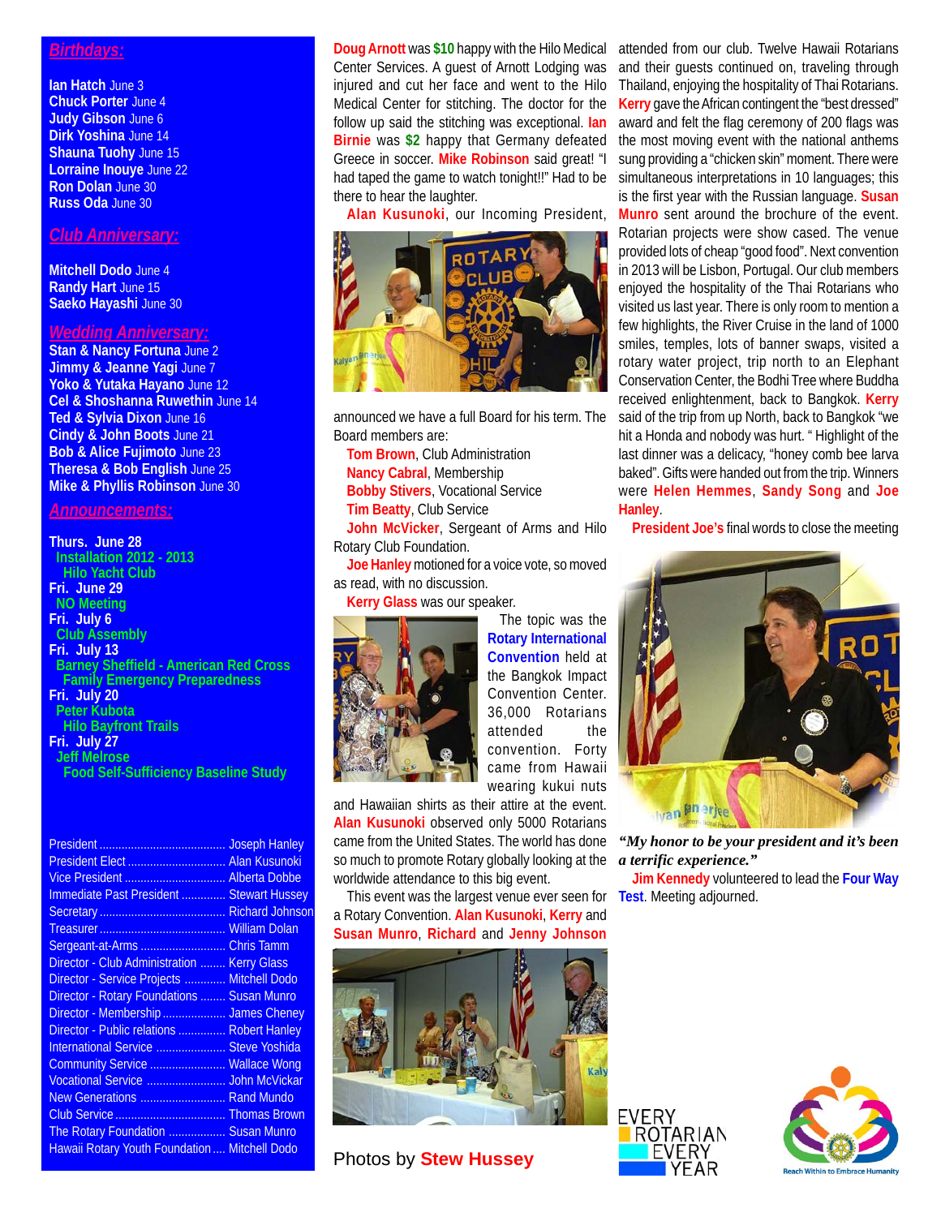## Birthdays:

**Ian Hatch** June 3
**Chuck Porter** June 4
**Judy Gibson** June 6
**Dirk Yoshina** June 14
**Shauna Tuohy** June 15
**Lorraine Inouye** June 22
**Ron Dolan** June 30
**Russ Oda** June 30

## Club Anniversary:

**Mitchell Dodo** June 4
**Randy Hart** June 15
**Saeko Hayashi** June 30

## Wedding Anniversary:

**Stan & Nancy Fortuna** June 2
**Jimmy & Jeanne Yagi** June 7
**Yoko & Yutaka Hayano** June 12
**Cel & Shoshanna Ruwethin** June 14
**Ted & Sylvia Dixon** June 16
**Cindy & John Boots** June 21
**Bob & Alice Fujimoto** June 23
**Theresa & Bob English** June 25
**Mike & Phyllis Robinson** June 30

## Announcements:

**Thurs. June 28**
Installation 2012 - 2013
Hilo Yacht Club
**Fri. June 29**
NO Meeting
**Fri. July 6**
Club Assembly
**Fri. July 13**
Barney Sheffield - American Red Cross
Family Emergency Preparedness
**Fri. July 20**
Peter Kubota
Hilo Bayfront Trails
**Fri. July 27**
Jeff Melrose
Food Self-Sufficiency Baseline Study

| | |
|---|---|
| President | Joseph Hanley |
| President Elect | Alan Kusunoki |
| Vice President | Alberta Dobbe |
| Immediate Past President | Stewart Hussey |
| Secretary | Richard Johnson |
| Treasurer | William Dolan |
| Sergeant-at-Arms | Chris Tamm |
| Director - Club Administration | Kerry Glass |
| Director - Service Projects | Mitchell Dodo |
| Director - Rotary Foundations | Susan Munro |
| Director - Membership | James Cheney |
| Director - Public relations | Robert Hanley |
| International Service | Steve Yoshida |
| Community Service | Wallace Wong |
| Vocational Service | John McVickar |
| New Generations | Rand Mundo |
| Club Service | Thomas Brown |
| The Rotary Foundation | Susan Munro |
| Hawaii Rotary Youth Foundation | Mitchell Dodo |

**Doug Arnott** was **$10** happy with the Hilo Medical Center Services. A guest of Arnott Lodging was injured and cut her face and went to the Hilo Medical Center for stitching. The doctor for the follow up said the stitching was exceptional. **Ian Birnie** was **$2** happy that Germany defeated Greece in soccer. **Mike Robinson** said great! "I had taped the game to watch tonight!!" Had to be there to hear the laughter.

**Alan Kusunoki**, our Incoming President, announced we have a full Board for his term. The Board members are:

**Tom Brown**, Club Administration
**Nancy Cabral**, Membership
**Bobby Stivers**, Vocational Service
**Tim Beatty**, Club Service
**John McVicker**, Sergeant of Arms and Hilo Rotary Club Foundation.

**Joe Hanley** motioned for a voice vote, so moved as read, with no discussion.

**Kerry Glass** was our speaker.

The topic was the **Rotary International Convention** held at the Bangkok Impact Convention Center. 36,000 Rotarians attended the convention. Forty came from Hawaii wearing kukui nuts and Hawaiian shirts as their attire at the event. **Alan Kusunoki** observed only 5000 Rotarians came from the United States. The world has done so much to promote Rotary globally looking at the worldwide attendance to this big event.

This event was the largest venue ever seen for a Rotary Convention. **Alan Kusunoki**, **Kerry** and **Susan Munro**, **Richard** and **Jenny Johnson** attended from our club. Twelve Hawaii Rotarians and their guests continued on, traveling through Thailand, enjoying the hospitality of Thai Rotarians. **Kerry** gave the African contingent the "best dressed" award and felt the flag ceremony of 200 flags was the most moving event with the national anthems sung providing a "chicken skin" moment. There were simultaneous interpretations in 10 languages; this is the first year with the Russian language. **Susan Munro** sent around the brochure of the event. Rotarian projects were show cased. The venue provided lots of cheap "good food". Next convention in 2013 will be Lisbon, Portugal. Our club members enjoyed the hospitality of the Thai Rotarians who visited us last year. There is only room to mention a few highlights, the River Cruise in the land of 1000 smiles, temples, lots of banner swaps, visited a rotary water project, trip north to an Elephant Conservation Center, the Bodhi Tree where Buddha received enlightenment, back to Bangkok. **Kerry** said of the trip from up North, back to Bangkok "we hit a Honda and nobody was hurt. " Highlight of the last dinner was a delicacy, "honey comb bee larva baked". Gifts were handed out from the trip. Winners were **Helen Hemmes**, **Sandy Song** and **Joe Hanley**.

**President Joe's** final words to close the meeting

***"My honor to be your president and it's been a terrific experience."***

**Jim Kennedy** volunteered to lead the **Four Way Test**. Meeting adjourned.

Photos by **Stew Hussey**

EVERY ROTARIAN EVERY YEAR

Reach Within to Embrace Humanity